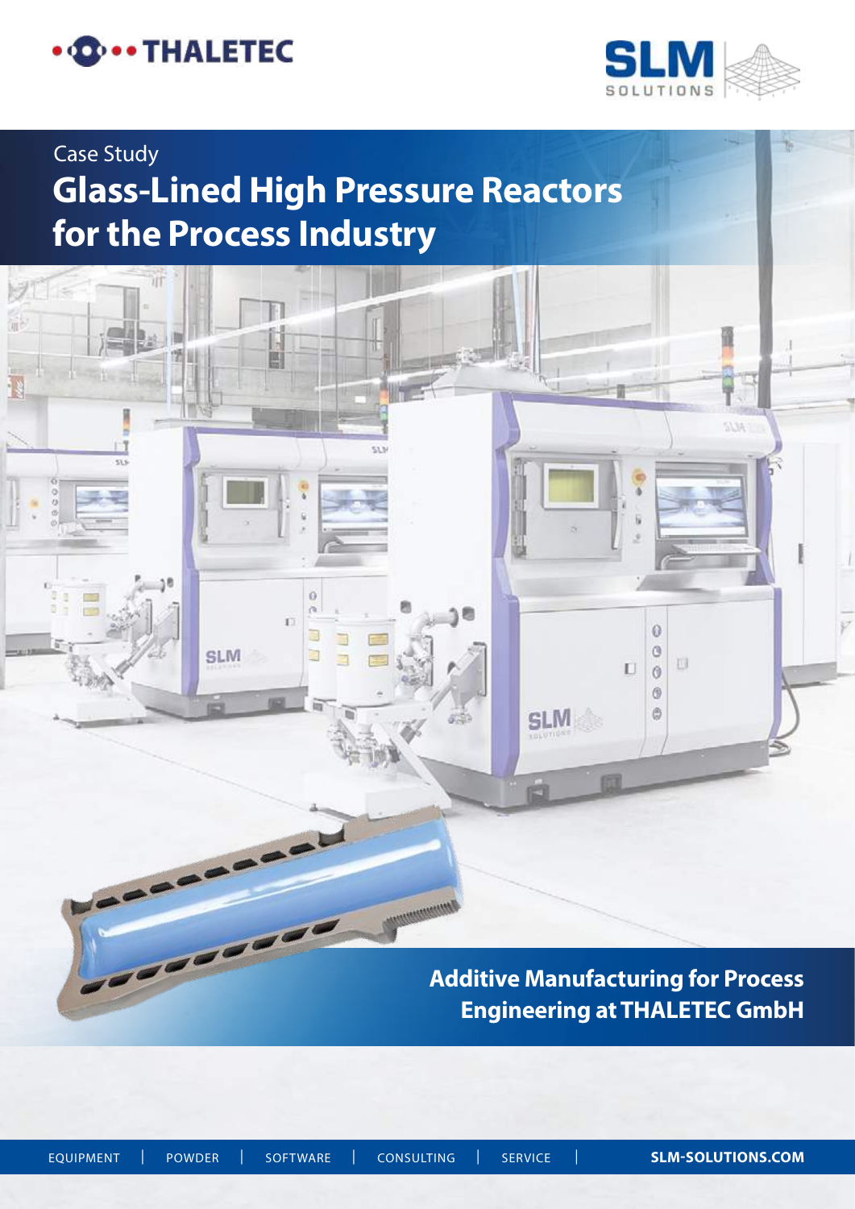THALETEC

SLM SOLUTIONS

Case Study

# Glass-Lined High Pressure Reactors for the Process Industry

## Additive Manufacturing for Process Engineering at THALETEC GmbH

EQUIPMENT | POWDER | SOFTWARE | CONSULTING | SERVICE | **SLM-SOLUTIONS.COM**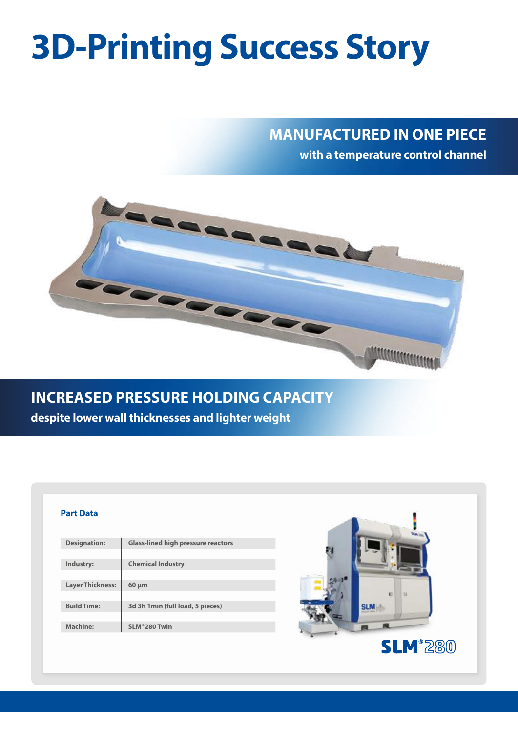# 3D-Printing Success Story

## MANUFACTURED IN ONE PIECE

**with a temperature control channel**

## INCREASED PRESSURE HOLDING CAPACITY

**despite lower wall thicknesses and lighter weight**

### Part Data

| | |
|---|---|
| Designation: | Glass-lined high pressure reactors |
| Industry: | Chemical Industry |
| Layer Thickness: | 60 µm |
| Build Time: | 3d 3h 1min (full load, 5 pieces) |
| Machine: | SLM®280 Twin |

SLM®280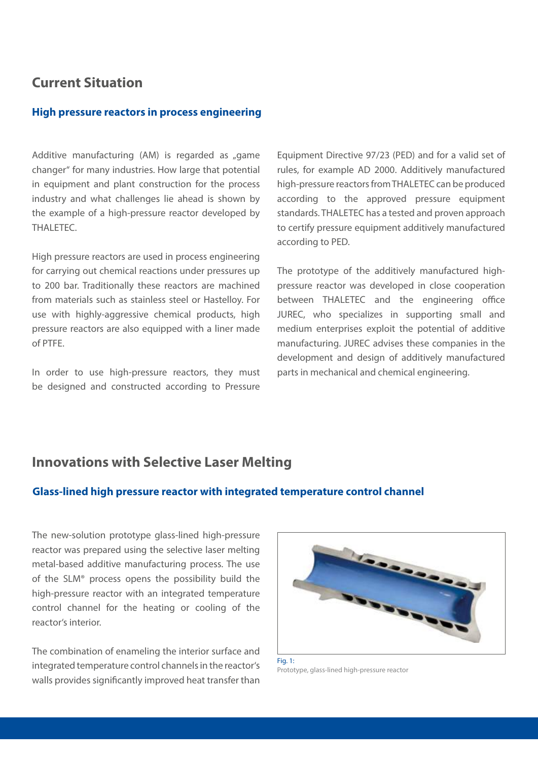## Current Situation

### High pressure reactors in process engineering

Additive manufacturing (AM) is regarded as „game changer" for many industries. How large that potential in equipment and plant construction for the process industry and what challenges lie ahead is shown by the example of a high-pressure reactor developed by THALETEC.

High pressure reactors are used in process engineering for carrying out chemical reactions under pressures up to 200 bar. Traditionally these reactors are machined from materials such as stainless steel or Hastelloy. For use with highly-aggressive chemical products, high pressure reactors are also equipped with a liner made of PTFE.

In order to use high-pressure reactors, they must be designed and constructed according to Pressure Equipment Directive 97/23 (PED) and for a valid set of rules, for example AD 2000. Additively manufactured high-pressure reactors from THALETEC can be produced according to the approved pressure equipment standards. THALETEC has a tested and proven approach to certify pressure equipment additively manufactured according to PED.

The prototype of the additively manufactured high-pressure reactor was developed in close cooperation between THALETEC and the engineering office JUREC, who specializes in supporting small and medium enterprises exploit the potential of additive manufacturing. JUREC advises these companies in the development and design of additively manufactured parts in mechanical and chemical engineering.

## Innovations with Selective Laser Melting

### Glass-lined high pressure reactor with integrated temperature control channel

The new-solution prototype glass-lined high-pressure reactor was prepared using the selective laser melting metal-based additive manufacturing process. The use of the SLM® process opens the possibility build the high-pressure reactor with an integrated temperature control channel for the heating or cooling of the reactor's interior.

Fig. 1:
Prototype, glass-lined high-pressure reactor

The combination of enameling the interior surface and integrated temperature control channels in the reactor's walls provides significantly improved heat transfer than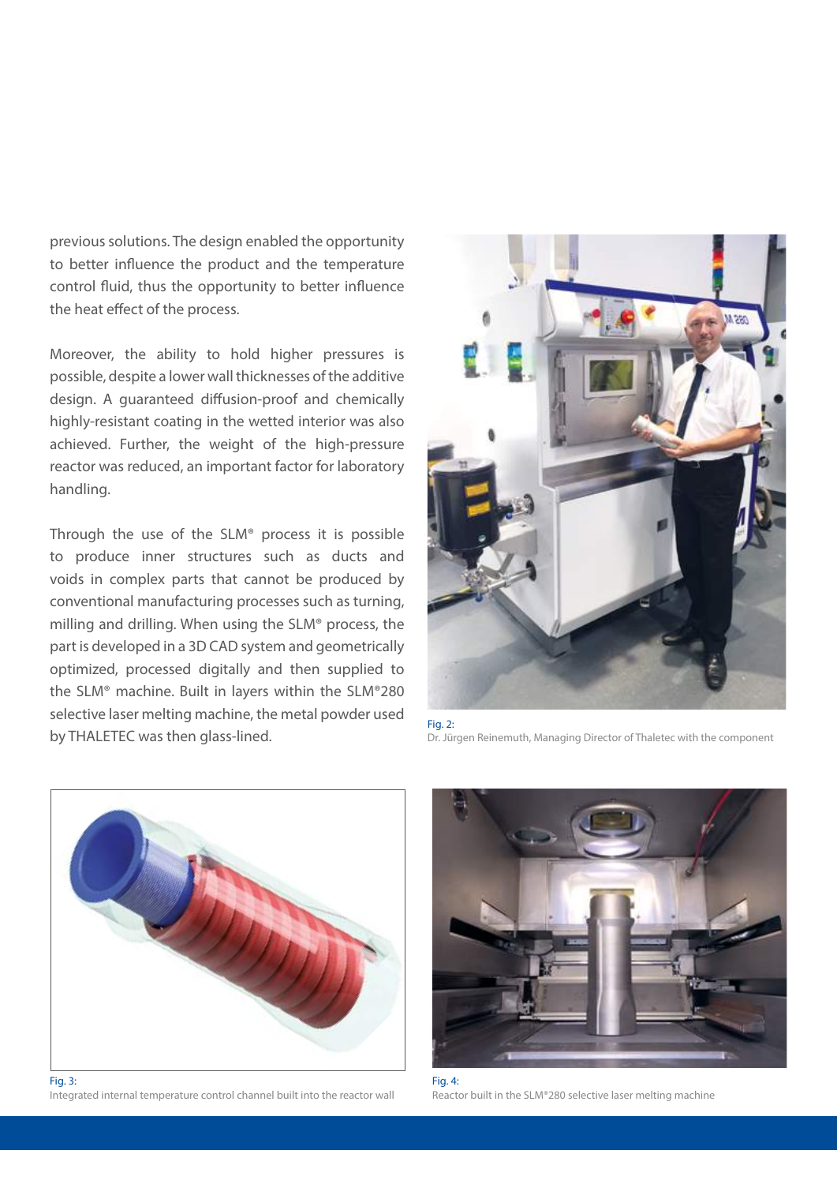previous solutions. The design enabled the opportunity to better influence the product and the temperature control fluid, thus the opportunity to better influence the heat effect of the process.

Moreover, the ability to hold higher pressures is possible, despite a lower wall thicknesses of the additive design. A guaranteed diffusion-proof and chemically highly-resistant coating in the wetted interior was also achieved. Further, the weight of the high-pressure reactor was reduced, an important factor for laboratory handling.

Through the use of the SLM® process it is possible to produce inner structures such as ducts and voids in complex parts that cannot be produced by conventional manufacturing processes such as turning, milling and drilling. When using the SLM® process, the part is developed in a 3D CAD system and geometrically optimized, processed digitally and then supplied to the SLM® machine. Built in layers within the SLM®280 selective laser melting machine, the metal powder used by THALETEC was then glass-lined.

Fig. 2:
Dr. Jürgen Reinemuth, Managing Director of Thaletec with the component

Fig. 3:
Integrated internal temperature control channel built into the reactor wall

Fig. 4:
Reactor built in the SLM®280 selective laser melting machine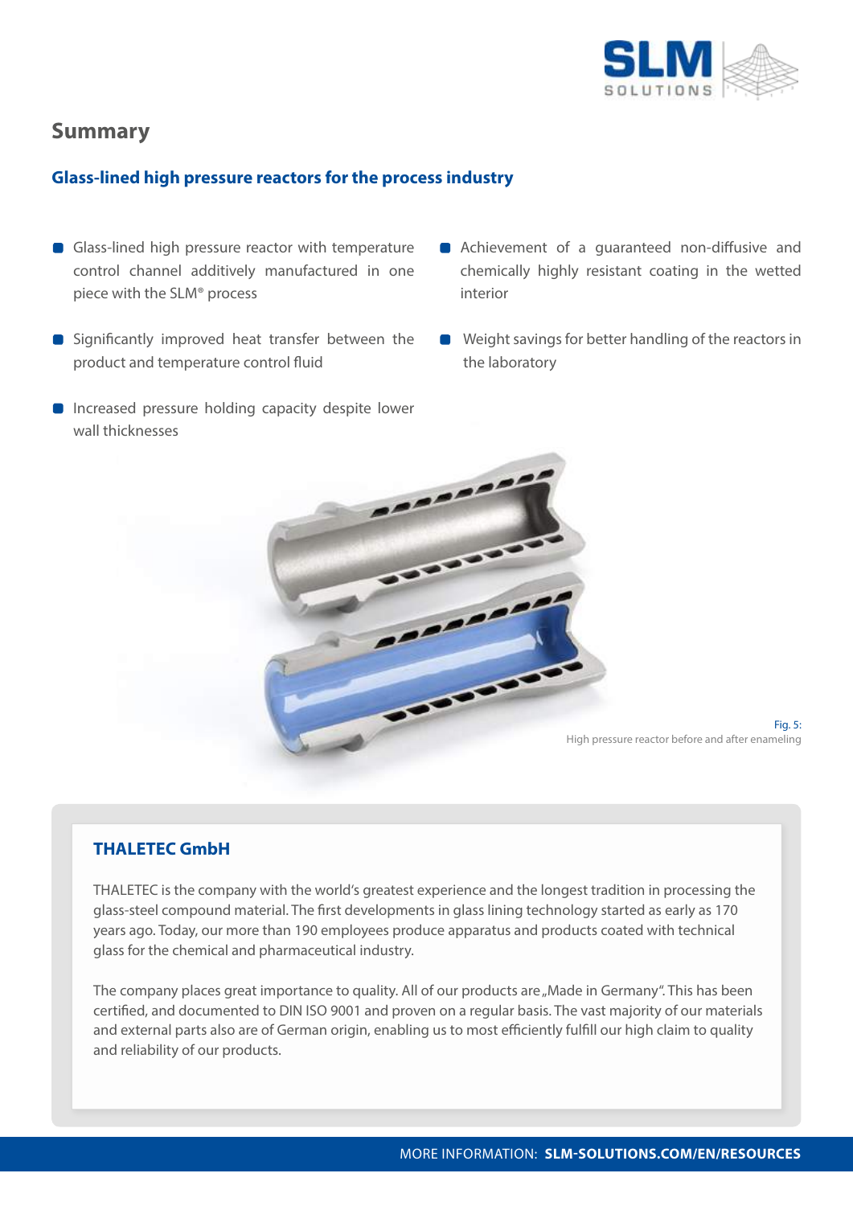## Summary

### Glass-lined high pressure reactors for the process industry

- Glass-lined high pressure reactor with temperature control channel additively manufactured in one piece with the SLM® process
- Significantly improved heat transfer between the product and temperature control fluid
- Increased pressure holding capacity despite lower wall thicknesses
- Achievement of a guaranteed non-diffusive and chemically highly resistant coating in the wetted interior
- Weight savings for better handling of the reactors in the laboratory

Fig. 5:
High pressure reactor before and after enameling

### THALETEC GmbH

THALETEC is the company with the world's greatest experience and the longest tradition in processing the glass-steel compound material. The first developments in glass lining technology started as early as 170 years ago. Today, our more than 190 employees produce apparatus and products coated with technical glass for the chemical and pharmaceutical industry.

The company places great importance to quality. All of our products are „Made in Germany". This has been certified, and documented to DIN ISO 9001 and proven on a regular basis. The vast majority of our materials and external parts also are of German origin, enabling us to most efficiently fulfill our high claim to quality and reliability of our products.

MORE INFORMATION: **SLM-SOLUTIONS.COM/EN/RESOURCES**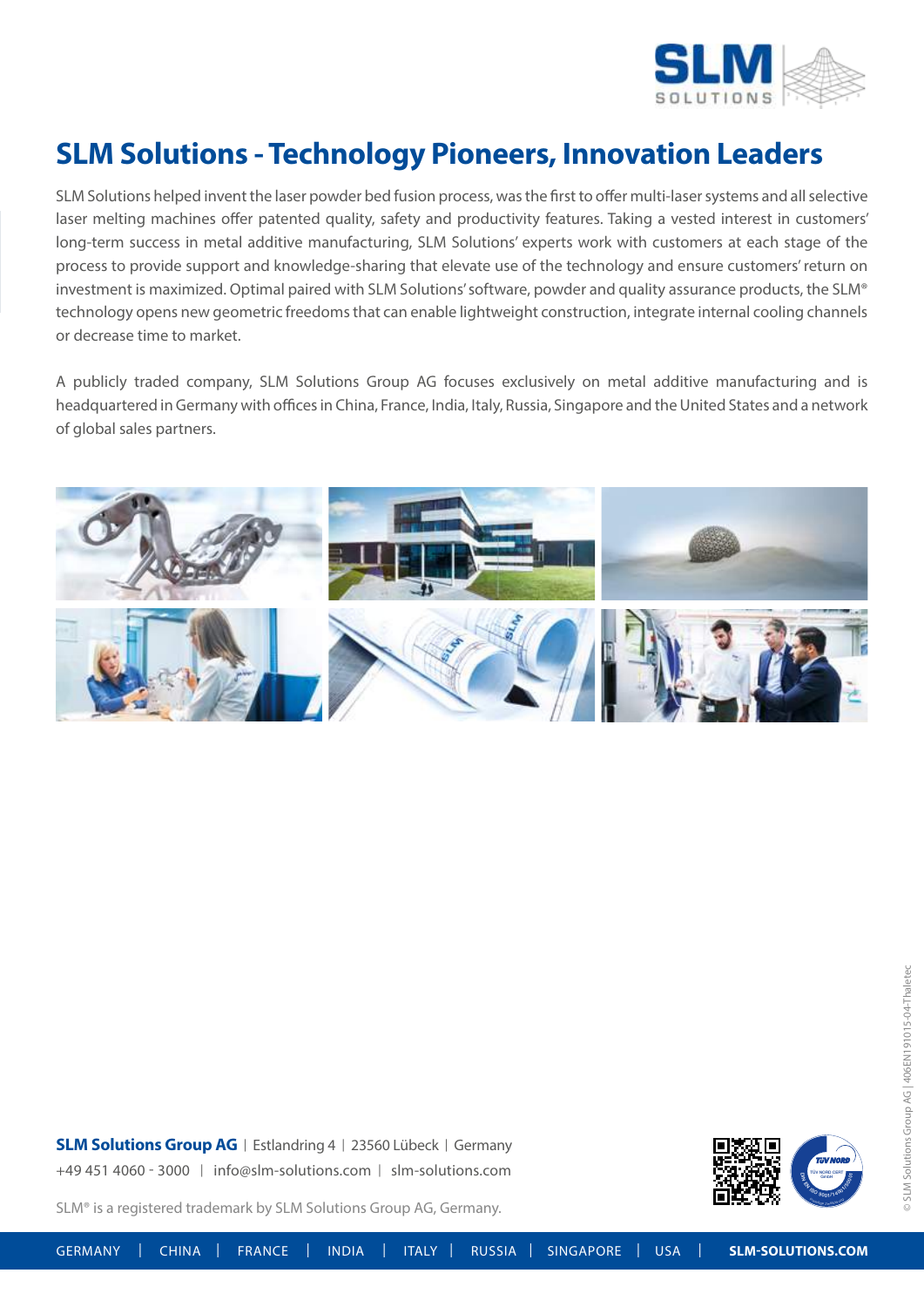# SLM Solutions - Technology Pioneers, Innovation Leaders

SLM Solutions helped invent the laser powder bed fusion process, was the first to offer multi-laser systems and all selective laser melting machines offer patented quality, safety and productivity features. Taking a vested interest in customers' long-term success in metal additive manufacturing, SLM Solutions' experts work with customers at each stage of the process to provide support and knowledge-sharing that elevate use of the technology and ensure customers' return on investment is maximized. Optimal paired with SLM Solutions' software, powder and quality assurance products, the SLM® technology opens new geometric freedoms that can enable lightweight construction, integrate internal cooling channels or decrease time to market.

A publicly traded company, SLM Solutions Group AG focuses exclusively on metal additive manufacturing and is headquartered in Germany with offices in China, France, India, Italy, Russia, Singapore and the United States and a network of global sales partners.

**SLM Solutions Group AG** | Estlandring 4 | 23560 Lübeck | Germany
+49 451 4060 - 3000 | info@slm-solutions.com | slm-solutions.com

SLM® is a registered trademark by SLM Solutions Group AG, Germany.

© SLM Solutions Group AG | 406EN191015-04-Thaletec

GERMANY | CHINA | FRANCE | INDIA | ITALY | RUSSIA | SINGAPORE | USA | **SLM-SOLUTIONS.COM**